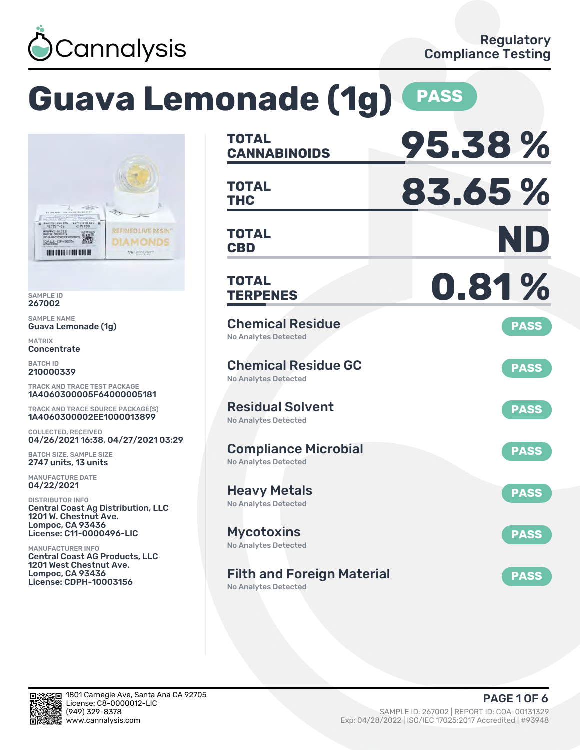Cannalysis

Regulatory Compliance Testing

# Guava Lemonade (1g) PASS

SAMPLE ID
267002

SAMPLE NAME
Guava Lemonade (1g)

MATRIX
Concentrate

BATCH ID
210000339

TRACK AND TRACE TEST PACKAGE
1A4060300005F64000005181

TRACK AND TRACE SOURCE PACKAGE(S)
1A4060300002EE1000013899

COLLECTED, RECEIVED
04/26/2021 16:38, 04/27/2021 03:29

BATCH SIZE, SAMPLE SIZE
2747 units, 13 units

MANUFACTURE DATE
04/22/2021

DISTRIBUTOR INFO
Central Coast Ag Distribution, LLC
1201 W. Chestnut Ave.
Lompoc, CA 93436
License: C11-0000496-LIC

MANUFACTURER INFO
Central Coast AG Products, LLC
1201 West Chestnut Ave.
Lompoc, CA 93436
License: CDPH-10003156

| | |
|---|---|
| **TOTAL CANNABINOIDS** | **95.38 %** |
| **TOTAL THC** | **83.65 %** |
| **TOTAL CBD** | **ND** |
| **TOTAL TERPENES** | **0.81 %** |

| Test | Result | Status |
|---|---|---|
| Chemical Residue | No Analytes Detected | PASS |
| Chemical Residue GC | No Analytes Detected | PASS |
| Residual Solvent | No Analytes Detected | PASS |
| Compliance Microbial | No Analytes Detected | PASS |
| Heavy Metals | No Analytes Detected | PASS |
| Mycotoxins | No Analytes Detected | PASS |
| Filth and Foreign Material | No Analytes Detected | PASS |

1801 Carnegie Ave, Santa Ana CA 92705
License: C8-0000012-LIC
(949) 329-8378
www.cannalysis.com

SAMPLE ID: 267002 | REPORT ID: COA-00131329
Exp: 04/28/2022 | ISO/IEC 17025:2017 Accredited | #93948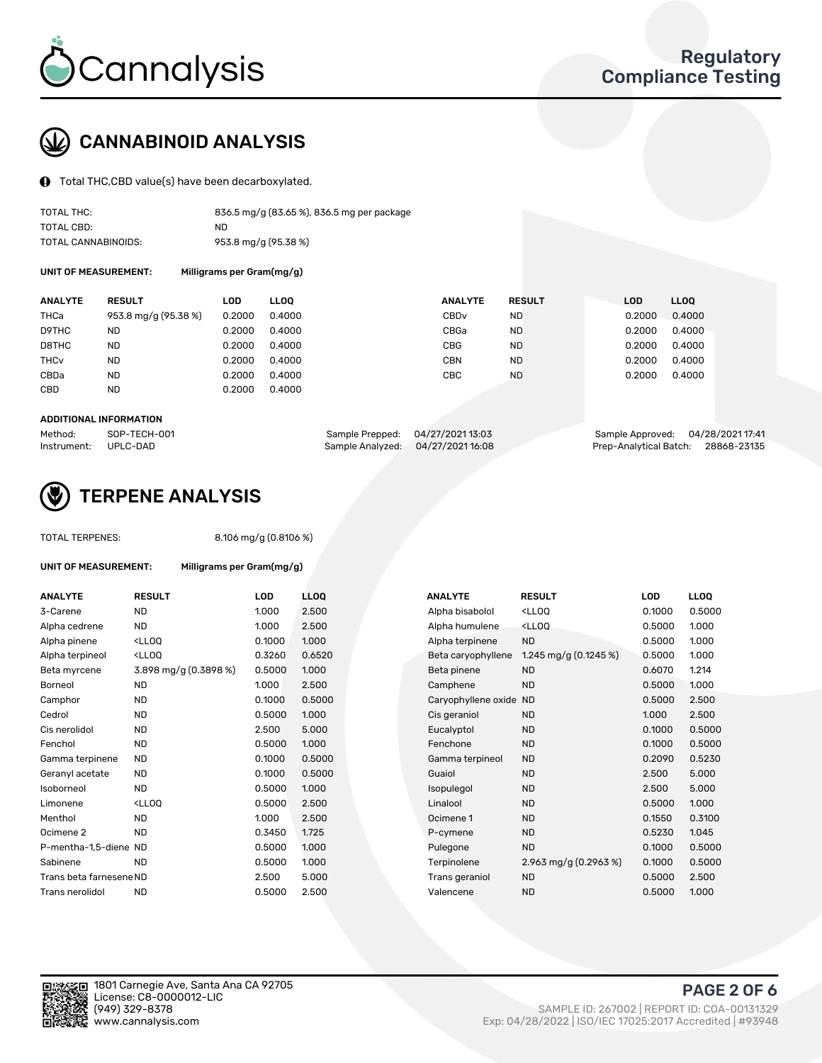# Cannalysis

**Regulatory Compliance Testing**

## CANNABINOID ANALYSIS

Total THC,CBD value(s) have been decarboxylated.

| | |
|---|---|
| TOTAL THC: | 836.5 mg/g (83.65 %), 836.5 mg per package |
| TOTAL CBD: | ND |
| TOTAL CANNABINOIDS: | 953.8 mg/g (95.38 %) |

**UNIT OF MEASUREMENT:** Milligrams per Gram(mg/g)

| ANALYTE | RESULT | LOD | LLOQ | ANALYTE | RESULT | LOD | LLOQ |
|---|---|---|---|---|---|---|---|
| THCa | 953.8 mg/g (95.38 %) | 0.2000 | 0.4000 | CBDv | ND | 0.2000 | 0.4000 |
| D9THC | ND | 0.2000 | 0.4000 | CBGa | ND | 0.2000 | 0.4000 |
| D8THC | ND | 0.2000 | 0.4000 | CBG | ND | 0.2000 | 0.4000 |
| THCv | ND | 0.2000 | 0.4000 | CBN | ND | 0.2000 | 0.4000 |
| CBDa | ND | 0.2000 | 0.4000 | CBC | ND | 0.2000 | 0.4000 |
| CBD | ND | 0.2000 | 0.4000 | | | | |

**ADDITIONAL INFORMATION**

| | | | | | |
|---|---|---|---|---|---|
| Method: | SOP-TECH-001 | Sample Prepped: | 04/27/2021 13:03 | Sample Approved: | 04/28/2021 17:41 |
| Instrument: | UPLC-DAD | Sample Analyzed: | 04/27/2021 16:08 | Prep-Analytical Batch: | 28868-23135 |

## TERPENE ANALYSIS

TOTAL TERPENES: 8.106 mg/g (0.8106 %)

**UNIT OF MEASUREMENT:** Milligrams per Gram(mg/g)

| ANALYTE | RESULT | LOD | LLOQ | ANALYTE | RESULT | LOD | LLOQ |
|---|---|---|---|---|---|---|---|
| 3-Carene | ND | 1.000 | 2.500 | Alpha bisabolol | <LLOQ | 0.1000 | 0.5000 |
| Alpha cedrene | ND | 1.000 | 2.500 | Alpha humulene | <LLOQ | 0.5000 | 1.000 |
| Alpha pinene | <LLOQ | 0.1000 | 1.000 | Alpha terpinene | ND | 0.5000 | 1.000 |
| Alpha terpineol | <LLOQ | 0.3260 | 0.6520 | Beta caryophyllene | 1.245 mg/g (0.1245 %) | 0.5000 | 1.000 |
| Beta myrcene | 3.898 mg/g (0.3898 %) | 0.5000 | 1.000 | Beta pinene | ND | 0.6070 | 1.214 |
| Borneol | ND | 1.000 | 2.500 | Camphene | ND | 0.5000 | 1.000 |
| Camphor | ND | 0.1000 | 0.5000 | Caryophyllene oxide | ND | 0.5000 | 2.500 |
| Cedrol | ND | 0.5000 | 1.000 | Cis geraniol | ND | 1.000 | 2.500 |
| Cis nerolidol | ND | 2.500 | 5.000 | Eucalyptol | ND | 0.1000 | 0.5000 |
| Fenchol | ND | 0.5000 | 1.000 | Fenchone | ND | 0.1000 | 0.5000 |
| Gamma terpinene | ND | 0.1000 | 0.5000 | Gamma terpineol | ND | 0.2090 | 0.5230 |
| Geranyl acetate | ND | 0.1000 | 0.5000 | Guaiol | ND | 2.500 | 5.000 |
| Isoborneol | ND | 0.5000 | 1.000 | Isopulegol | ND | 2.500 | 5.000 |
| Limonene | <LLOQ | 0.5000 | 2.500 | Linalool | ND | 0.5000 | 1.000 |
| Menthol | ND | 1.000 | 2.500 | Ocimene 1 | ND | 0.1550 | 0.3100 |
| Ocimene 2 | ND | 0.3450 | 1.725 | P-cymene | ND | 0.5230 | 1.045 |
| P-mentha-1,5-diene | ND | 0.5000 | 1.000 | Pulegone | ND | 0.1000 | 0.5000 |
| Sabinene | ND | 0.5000 | 1.000 | Terpinolene | 2.963 mg/g (0.2963 %) | 0.1000 | 0.5000 |
| Trans beta farnesene | ND | 2.500 | 5.000 | Trans geraniol | ND | 0.5000 | 2.500 |
| Trans nerolidol | ND | 0.5000 | 2.500 | Valencene | ND | 0.5000 | 1.000 |

1801 Carnegie Ave, Santa Ana CA 92705
License: C8-0000012-LIC
(949) 329-8378
www.cannalysis.com

SAMPLE ID: 267002 | REPORT ID: COA-00131329
Exp: 04/28/2022 | ISO/IEC 17025:2017 Accredited | #93948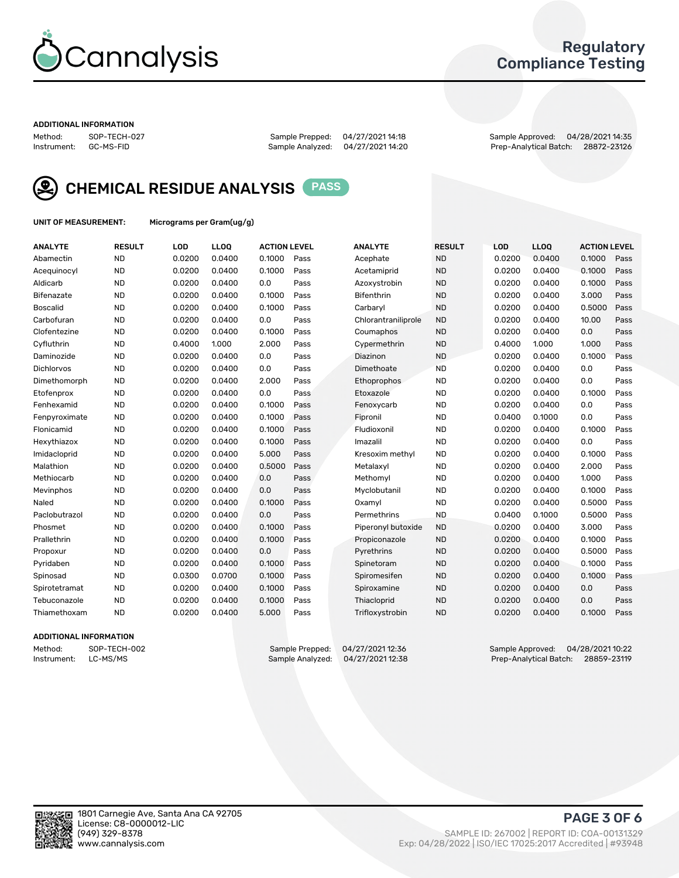# Cannalysis

## Regulatory Compliance Testing

**ADDITIONAL INFORMATION**

Method: SOP-TECH-027
Instrument: GC-MS-FID

Sample Prepped: 04/27/2021 14:18
Sample Analyzed: 04/27/2021 14:20

Sample Approved: 04/28/2021 14:35
Prep-Analytical Batch: 28872-23126

## CHEMICAL RESIDUE ANALYSIS PASS

**UNIT OF MEASUREMENT:** Micrograms per Gram(ug/g)

| ANALYTE | RESULT | LOD | LLOQ | ACTION LEVEL | | ANALYTE | RESULT | LOD | LLOQ | ACTION LEVEL | |
|---|---|---|---|---|---|---|---|---|---|---|---|
| Abamectin | ND | 0.0200 | 0.0400 | 0.1000 | Pass | Acephate | ND | 0.0200 | 0.0400 | 0.1000 | Pass |
| Acequinocyl | ND | 0.0200 | 0.0400 | 0.1000 | Pass | Acetamiprid | ND | 0.0200 | 0.0400 | 0.1000 | Pass |
| Aldicarb | ND | 0.0200 | 0.0400 | 0.0 | Pass | Azoxystrobin | ND | 0.0200 | 0.0400 | 0.1000 | Pass |
| Bifenazate | ND | 0.0200 | 0.0400 | 0.1000 | Pass | Bifenthrin | ND | 0.0200 | 0.0400 | 3.000 | Pass |
| Boscalid | ND | 0.0200 | 0.0400 | 0.1000 | Pass | Carbaryl | ND | 0.0200 | 0.0400 | 0.5000 | Pass |
| Carbofuran | ND | 0.0200 | 0.0400 | 0.0 | Pass | Chlorantraniliprole | ND | 0.0200 | 0.0400 | 10.00 | Pass |
| Clofentezine | ND | 0.0200 | 0.0400 | 0.1000 | Pass | Coumaphos | ND | 0.0200 | 0.0400 | 0.0 | Pass |
| Cyfluthrin | ND | 0.4000 | 1.000 | 2.000 | Pass | Cypermethrin | ND | 0.4000 | 1.000 | 1.000 | Pass |
| Daminozide | ND | 0.0200 | 0.0400 | 0.0 | Pass | Diazinon | ND | 0.0200 | 0.0400 | 0.1000 | Pass |
| Dichlorvos | ND | 0.0200 | 0.0400 | 0.0 | Pass | Dimethoate | ND | 0.0200 | 0.0400 | 0.0 | Pass |
| Dimethomorph | ND | 0.0200 | 0.0400 | 2.000 | Pass | Ethoprophos | ND | 0.0200 | 0.0400 | 0.0 | Pass |
| Etofenprox | ND | 0.0200 | 0.0400 | 0.0 | Pass | Etoxazole | ND | 0.0200 | 0.0400 | 0.1000 | Pass |
| Fenhexamid | ND | 0.0200 | 0.0400 | 0.1000 | Pass | Fenoxycarb | ND | 0.0200 | 0.0400 | 0.0 | Pass |
| Fenpyroximate | ND | 0.0200 | 0.0400 | 0.1000 | Pass | Fipronil | ND | 0.0400 | 0.1000 | 0.0 | Pass |
| Flonicamid | ND | 0.0200 | 0.0400 | 0.1000 | Pass | Fludioxonil | ND | 0.0200 | 0.0400 | 0.1000 | Pass |
| Hexythiazox | ND | 0.0200 | 0.0400 | 0.1000 | Pass | Imazalil | ND | 0.0200 | 0.0400 | 0.0 | Pass |
| Imidacloprid | ND | 0.0200 | 0.0400 | 5.000 | Pass | Kresoxim methyl | ND | 0.0200 | 0.0400 | 0.1000 | Pass |
| Malathion | ND | 0.0200 | 0.0400 | 0.5000 | Pass | Metalaxyl | ND | 0.0200 | 0.0400 | 2.000 | Pass |
| Methiocarb | ND | 0.0200 | 0.0400 | 0.0 | Pass | Methomyl | ND | 0.0200 | 0.0400 | 1.000 | Pass |
| Mevinphos | ND | 0.0200 | 0.0400 | 0.0 | Pass | Myclobutanil | ND | 0.0200 | 0.0400 | 0.1000 | Pass |
| Naled | ND | 0.0200 | 0.0400 | 0.1000 | Pass | Oxamyl | ND | 0.0200 | 0.0400 | 0.5000 | Pass |
| Paclobutrazol | ND | 0.0200 | 0.0400 | 0.0 | Pass | Permethrins | ND | 0.0400 | 0.1000 | 0.5000 | Pass |
| Phosmet | ND | 0.0200 | 0.0400 | 0.1000 | Pass | Piperonyl butoxide | ND | 0.0200 | 0.0400 | 3.000 | Pass |
| Prallethrin | ND | 0.0200 | 0.0400 | 0.1000 | Pass | Propiconazole | ND | 0.0200 | 0.0400 | 0.1000 | Pass |
| Propoxur | ND | 0.0200 | 0.0400 | 0.0 | Pass | Pyrethrins | ND | 0.0200 | 0.0400 | 0.5000 | Pass |
| Pyridaben | ND | 0.0200 | 0.0400 | 0.1000 | Pass | Spinetoram | ND | 0.0200 | 0.0400 | 0.1000 | Pass |
| Spinosad | ND | 0.0300 | 0.0700 | 0.1000 | Pass | Spiromesifen | ND | 0.0200 | 0.0400 | 0.1000 | Pass |
| Spirotetramat | ND | 0.0200 | 0.0400 | 0.1000 | Pass | Spiroxamine | ND | 0.0200 | 0.0400 | 0.0 | Pass |
| Tebuconazole | ND | 0.0200 | 0.0400 | 0.1000 | Pass | Thiacloprid | ND | 0.0200 | 0.0400 | 0.0 | Pass |
| Thiamethoxam | ND | 0.0200 | 0.0400 | 5.000 | Pass | Trifloxystrobin | ND | 0.0200 | 0.0400 | 0.1000 | Pass |

**ADDITIONAL INFORMATION**

Method: SOP-TECH-002
Instrument: LC-MS/MS

Sample Prepped: 04/27/2021 12:36
Sample Analyzed: 04/27/2021 12:38

Sample Approved: 04/28/2021 10:22
Prep-Analytical Batch: 28859-23119

1801 Carnegie Ave, Santa Ana CA 92705
License: C8-0000012-LIC
(949) 329-8378
www.cannalysis.com

SAMPLE ID: 267002 | REPORT ID: COA-00131329
Exp: 04/28/2022 | ISO/IEC 17025:2017 Accredited | #93948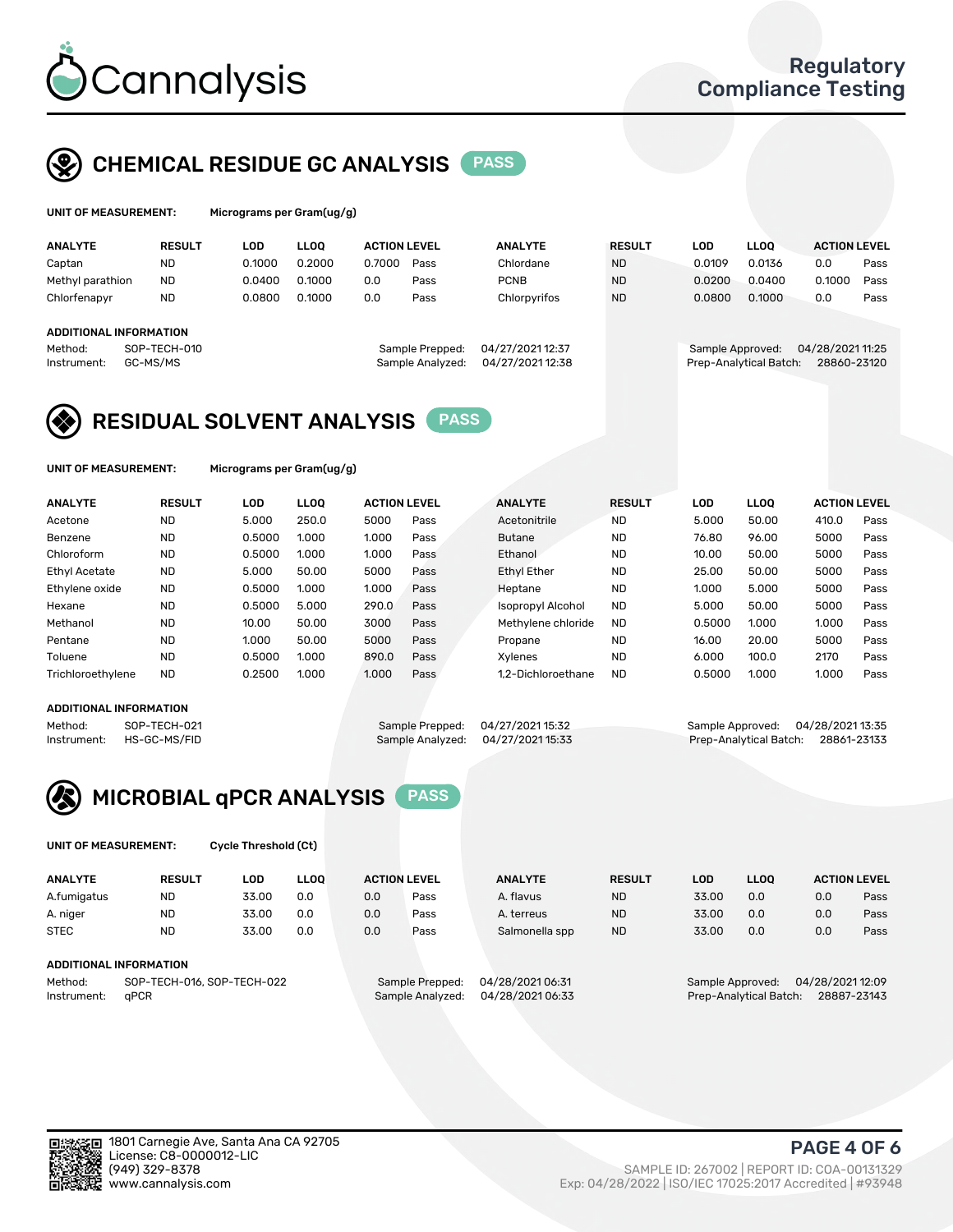# Cannalysis

Regulatory Compliance Testing

## CHEMICAL RESIDUE GC ANALYSIS — PASS

**UNIT OF MEASUREMENT:** Micrograms per Gram(ug/g)

| ANALYTE | RESULT | LOD | LLOQ | ACTION LEVEL | | ANALYTE | RESULT | LOD | LLOQ | ACTION LEVEL | |
|---|---|---|---|---|---|---|---|---|---|---|---|
| Captan | ND | 0.1000 | 0.2000 | 0.7000 | Pass | Chlordane | ND | 0.0109 | 0.0136 | 0.0 | Pass |
| Methyl parathion | ND | 0.0400 | 0.1000 | 0.0 | Pass | PCNB | ND | 0.0200 | 0.0400 | 0.1000 | Pass |
| Chlorfenapyr | ND | 0.0800 | 0.1000 | 0.0 | Pass | Chlorpyrifos | ND | 0.0800 | 0.1000 | 0.0 | Pass |

**ADDITIONAL INFORMATION**

Method: SOP-TECH-010
Instrument: GC-MS/MS

Sample Prepped: 04/27/2021 12:37
Sample Analyzed: 04/27/2021 12:38

Sample Approved: 04/28/2021 11:25
Prep-Analytical Batch: 28860-23120

## RESIDUAL SOLVENT ANALYSIS — PASS

**UNIT OF MEASUREMENT:** Micrograms per Gram(ug/g)

| ANALYTE | RESULT | LOD | LLOQ | ACTION LEVEL | | ANALYTE | RESULT | LOD | LLOQ | ACTION LEVEL | |
|---|---|---|---|---|---|---|---|---|---|---|---|
| Acetone | ND | 5.000 | 250.0 | 5000 | Pass | Acetonitrile | ND | 5.000 | 50.00 | 410.0 | Pass |
| Benzene | ND | 0.5000 | 1.000 | 1.000 | Pass | Butane | ND | 76.80 | 96.00 | 5000 | Pass |
| Chloroform | ND | 0.5000 | 1.000 | 1.000 | Pass | Ethanol | ND | 10.00 | 50.00 | 5000 | Pass |
| Ethyl Acetate | ND | 5.000 | 50.00 | 5000 | Pass | Ethyl Ether | ND | 25.00 | 50.00 | 5000 | Pass |
| Ethylene oxide | ND | 0.5000 | 1.000 | 1.000 | Pass | Heptane | ND | 1.000 | 5.000 | 5000 | Pass |
| Hexane | ND | 0.5000 | 5.000 | 290.0 | Pass | Isopropyl Alcohol | ND | 5.000 | 50.00 | 5000 | Pass |
| Methanol | ND | 10.00 | 50.00 | 3000 | Pass | Methylene chloride | ND | 0.5000 | 1.000 | 1.000 | Pass |
| Pentane | ND | 1.000 | 50.00 | 5000 | Pass | Propane | ND | 16.00 | 20.00 | 5000 | Pass |
| Toluene | ND | 0.5000 | 1.000 | 890.0 | Pass | Xylenes | ND | 6.000 | 100.0 | 2170 | Pass |
| Trichloroethylene | ND | 0.2500 | 1.000 | 1.000 | Pass | 1,2-Dichloroethane | ND | 0.5000 | 1.000 | 1.000 | Pass |

**ADDITIONAL INFORMATION**

Method: SOP-TECH-021
Instrument: HS-GC-MS/FID

Sample Prepped: 04/27/2021 15:32
Sample Analyzed: 04/27/2021 15:33

Sample Approved: 04/28/2021 13:35
Prep-Analytical Batch: 28861-23133

## MICROBIAL qPCR ANALYSIS — PASS

**UNIT OF MEASUREMENT:** Cycle Threshold (Ct)

| ANALYTE | RESULT | LOD | LLOQ | ACTION LEVEL | | ANALYTE | RESULT | LOD | LLOQ | ACTION LEVEL | |
|---|---|---|---|---|---|---|---|---|---|---|---|
| A.fumigatus | ND | 33.00 | 0.0 | 0.0 | Pass | A. flavus | ND | 33.00 | 0.0 | 0.0 | Pass |
| A. niger | ND | 33.00 | 0.0 | 0.0 | Pass | A. terreus | ND | 33.00 | 0.0 | 0.0 | Pass |
| STEC | ND | 33.00 | 0.0 | 0.0 | Pass | Salmonella spp | ND | 33.00 | 0.0 | 0.0 | Pass |

**ADDITIONAL INFORMATION**

Method: SOP-TECH-016, SOP-TECH-022
Instrument: qPCR

Sample Prepped: 04/28/2021 06:31
Sample Analyzed: 04/28/2021 06:33

Sample Approved: 04/28/2021 12:09
Prep-Analytical Batch: 28887-23143

1801 Carnegie Ave, Santa Ana CA 92705
License: C8-0000012-LIC
(949) 329-8378
www.cannalysis.com

SAMPLE ID: 267002 | REPORT ID: COA-00131329
Exp: 04/28/2022 | ISO/IEC 17025:2017 Accredited | #93948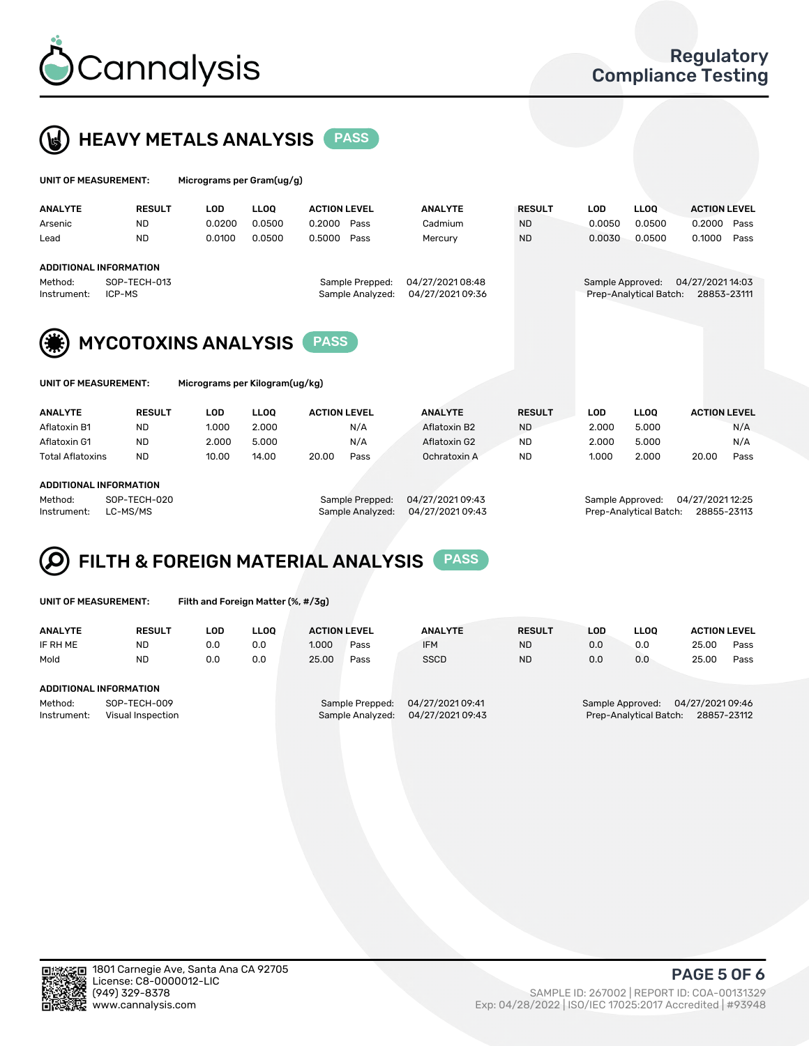## HEAVY METALS ANALYSIS PASS

**UNIT OF MEASUREMENT:** Micrograms per Gram(ug/g)

| ANALYTE | RESULT | LOD | LLOQ | ACTION LEVEL | | ANALYTE | RESULT | LOD | LLOQ | ACTION LEVEL | |
|---|---|---|---|---|---|---|---|---|---|---|---|
| Arsenic | ND | 0.0200 | 0.0500 | 0.2000 | Pass | Cadmium | ND | 0.0050 | 0.0500 | 0.2000 | Pass |
| Lead | ND | 0.0100 | 0.0500 | 0.5000 | Pass | Mercury | ND | 0.0030 | 0.0500 | 0.1000 | Pass |

**ADDITIONAL INFORMATION**

Method: SOP-TECH-013
Instrument: ICP-MS
Sample Prepped: 04/27/2021 08:48
Sample Analyzed: 04/27/2021 09:36
Sample Approved: 04/27/2021 14:03
Prep-Analytical Batch: 28853-23111

## MYCOTOXINS ANALYSIS PASS

**UNIT OF MEASUREMENT:** Micrograms per Kilogram(ug/kg)

| ANALYTE | RESULT | LOD | LLOQ | ACTION LEVEL | | ANALYTE | RESULT | LOD | LLOQ | ACTION LEVEL | |
|---|---|---|---|---|---|---|---|---|---|---|---|
| Aflatoxin B1 | ND | 1.000 | 2.000 | | N/A | Aflatoxin B2 | ND | 2.000 | 5.000 | | N/A |
| Aflatoxin G1 | ND | 2.000 | 5.000 | | N/A | Aflatoxin G2 | ND | 2.000 | 5.000 | | N/A |
| Total Aflatoxins | ND | 10.00 | 14.00 | 20.00 | Pass | Ochratoxin A | ND | 1.000 | 2.000 | 20.00 | Pass |

**ADDITIONAL INFORMATION**

Method: SOP-TECH-020
Instrument: LC-MS/MS
Sample Prepped: 04/27/2021 09:43
Sample Analyzed: 04/27/2021 09:43
Sample Approved: 04/27/2021 12:25
Prep-Analytical Batch: 28855-23113

## FILTH & FOREIGN MATERIAL ANALYSIS PASS

**UNIT OF MEASUREMENT:** Filth and Foreign Matter (%, #/3g)

| ANALYTE | RESULT | LOD | LLOQ | ACTION LEVEL | | ANALYTE | RESULT | LOD | LLOQ | ACTION LEVEL | |
|---|---|---|---|---|---|---|---|---|---|---|---|
| IF RH ME | ND | 0.0 | 0.0 | 1.000 | Pass | IFM | ND | 0.0 | 0.0 | 25.00 | Pass |
| Mold | ND | 0.0 | 0.0 | 25.00 | Pass | SSCD | ND | 0.0 | 0.0 | 25.00 | Pass |

**ADDITIONAL INFORMATION**

Method: SOP-TECH-009
Instrument: Visual Inspection
Sample Prepped: 04/27/2021 09:41
Sample Analyzed: 04/27/2021 09:43
Sample Approved: 04/27/2021 09:46
Prep-Analytical Batch: 28857-23112

1801 Carnegie Ave, Santa Ana CA 92705
License: C8-0000012-LIC
(949) 329-8378
www.cannalysis.com

SAMPLE ID: 267002 | REPORT ID: COA-00131329
Exp: 04/28/2022 | ISO/IEC 17025:2017 Accredited | #93948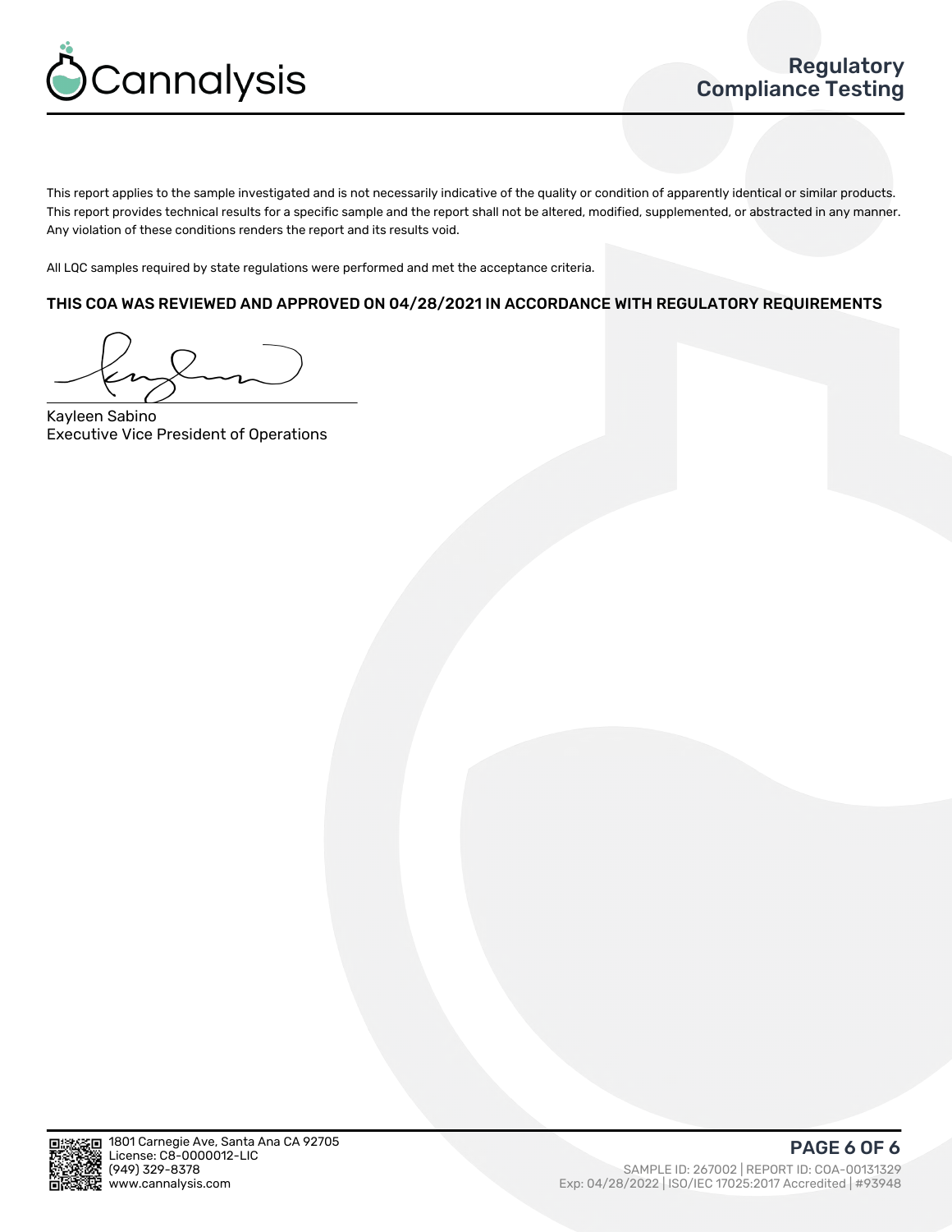This report applies to the sample investigated and is not necessarily indicative of the quality or condition of apparently identical or similar products. This report provides technical results for a specific sample and the report shall not be altered, modified, supplemented, or abstracted in any manner. Any violation of these conditions renders the report and its results void.

All LQC samples required by state regulations were performed and met the acceptance criteria.

**THIS COA WAS REVIEWED AND APPROVED ON 04/28/2021 IN ACCORDANCE WITH REGULATORY REQUIREMENTS**

Kayleen Sabino
Executive Vice President of Operations

1801 Carnegie Ave, Santa Ana CA 92705
License: C8-0000012-LIC
(949) 329-8378
www.cannalysis.com

SAMPLE ID: 267002 | REPORT ID: COA-00131329
Exp: 04/28/2022 | ISO/IEC 17025:2017 Accredited | #93948